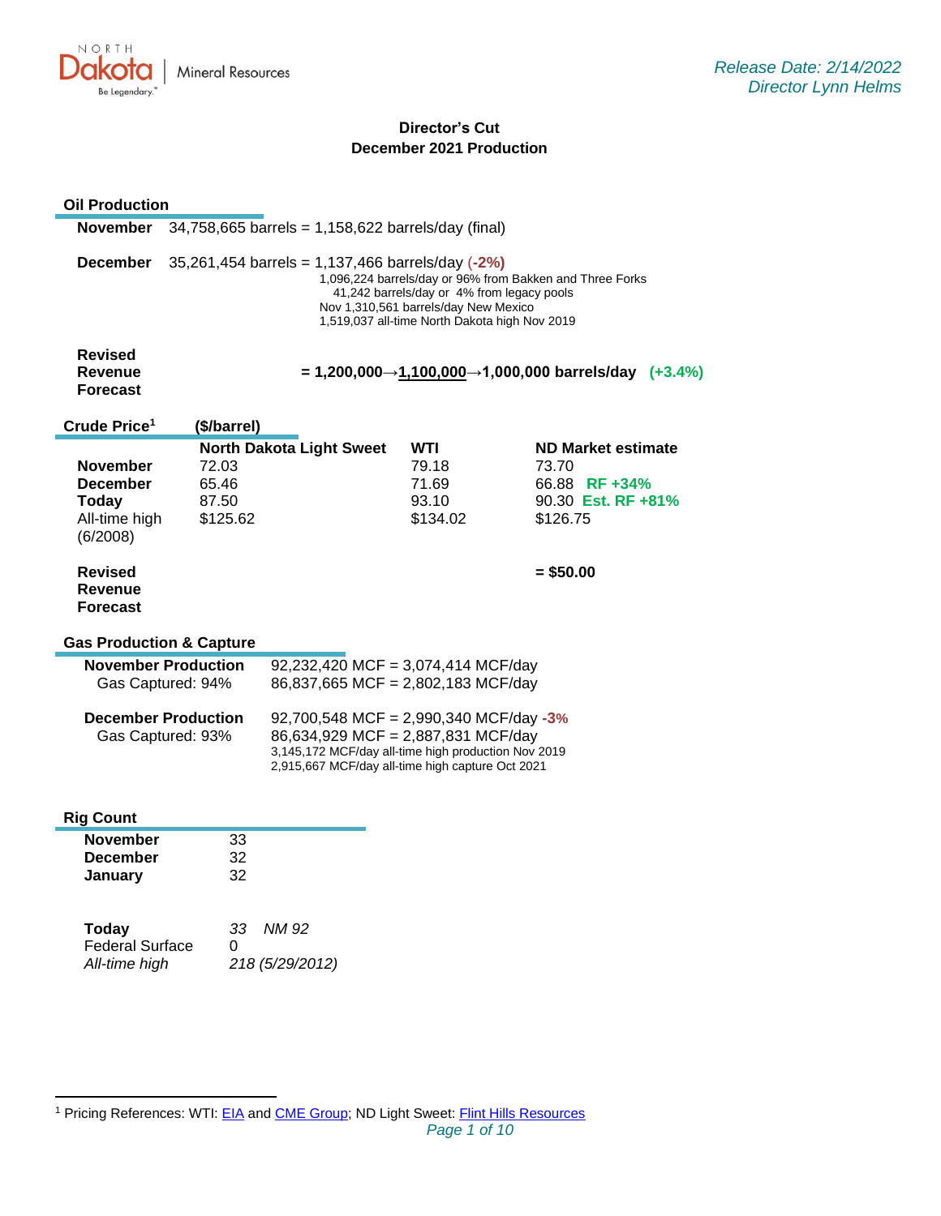NORTH Dakota | Mineral Resources
Be Legendary.™

*Release Date: 2/14/2022*
*Director Lynn Helms*

# Director's Cut
## December 2021 Production

### Oil Production

**November** 34,758,665 barrels = 1,158,622 barrels/day (final)

**December** 35,261,454 barrels = 1,137,466 barrels/day (**-2%**)
1,096,224 barrels/day or 96% from Bakken and Three Forks
41,242 barrels/day or 4% from legacy pools
Nov 1,310,561 barrels/day New Mexico
1,519,037 all-time North Dakota high Nov 2019

**Revised Revenue Forecast** **= 1,200,000→1,100,000→1,000,000 barrels/day (+3.4%)**

### Crude Price[1] ($/barrel)

| | North Dakota Light Sweet | WTI | ND Market estimate |
|---|---|---|---|
| **November** | 72.03 | 79.18 | 73.70 |
| **December** | 65.46 | 71.69 | 66.88 **RF +34%** |
| **Today** | 87.50 | 93.10 | 90.30 **Est. RF +81%** |
| All-time high (6/2008) | $125.62 | $134.02 | $126.75 |
| **Revised Revenue Forecast** | | | **= $50.00** |

### Gas Production & Capture

**November Production** 92,232,420 MCF = 3,074,414 MCF/day
Gas Captured: 94% 86,837,665 MCF = 2,802,183 MCF/day

**December Production** 92,700,548 MCF = 2,990,340 MCF/day **-3%**
Gas Captured: 93% 86,634,929 MCF = 2,887,831 MCF/day
3,145,172 MCF/day all-time high production Nov 2019
2,915,667 MCF/day all-time high capture Oct 2021

### Rig Count

| | |
|---|---|
| **November** | 33 |
| **December** | 32 |
| **January** | 32 |
| **Today** | *33 NM 92* |
| Federal Surface | 0 |
| *All-time high* | *218 (5/29/2012)* |

[1] Pricing References: WTI: EIA and CME Group; ND Light Sweet: Flint Hills Resources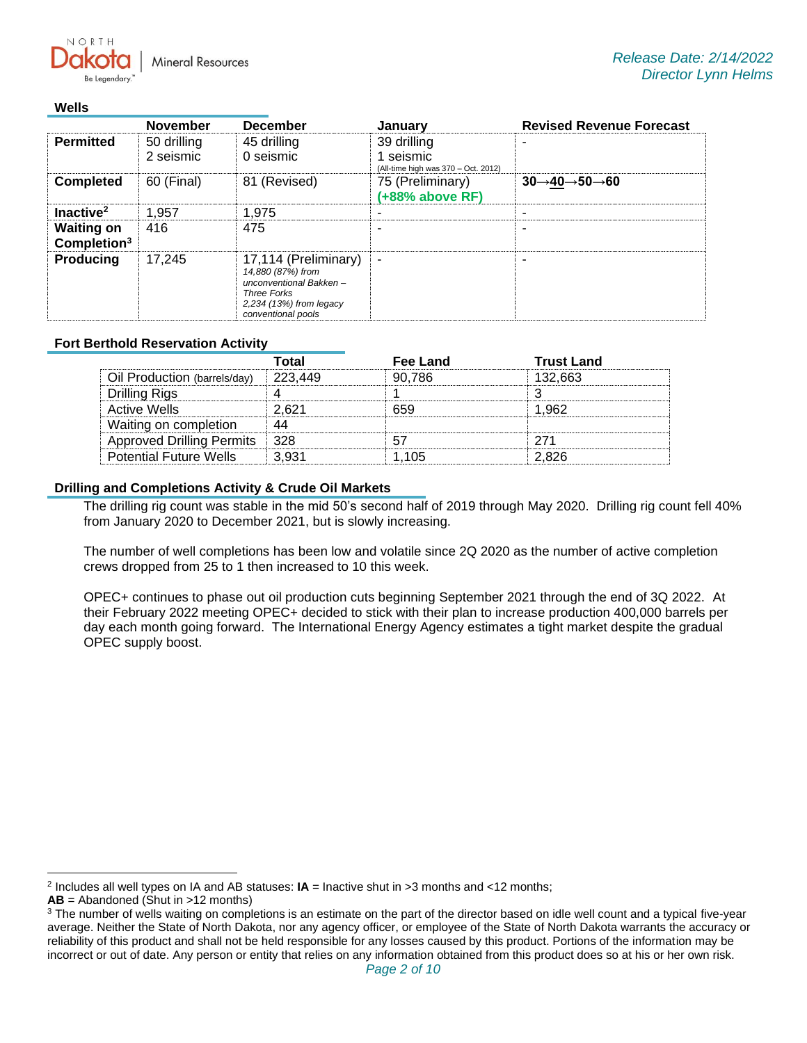North Dakota | Mineral Resources

*Release Date: 2/14/2022*
*Director Lynn Helms*

## Wells

| | November | December | January | Revised Revenue Forecast |
|---|---|---|---|---|
| **Permitted** | 50 drilling<br>2 seismic | 45 drilling<br>0 seismic | 39 drilling<br>1 seismic<br>(All-time high was 370 – Oct. 2012) | - |
| **Completed** | 60 (Final) | 81 (Revised) | 75 (Preliminary)<br>**(+88% above RF)** | **30→40→50→60** |
| **Inactive**[2] | 1,957 | 1,975 | - | - |
| **Waiting on Completion**[3] | 416 | 475 | - | - |
| **Producing** | 17,245 | 17,114 (Preliminary)<br>*14,880 (87%) from unconventional Bakken – Three Forks*<br>*2,234 (13%) from legacy conventional pools* | - | - |

## Fort Berthold Reservation Activity

| | Total | Fee Land | Trust Land |
|---|---|---|---|
| Oil Production (barrels/day) | 223,449 | 90,786 | 132,663 |
| Drilling Rigs | 4 | 1 | 3 |
| Active Wells | 2,621 | 659 | 1,962 |
| Waiting on completion | 44 | | |
| Approved Drilling Permits | 328 | 57 | 271 |
| Potential Future Wells | 3,931 | 1,105 | 2,826 |

## Drilling and Completions Activity & Crude Oil Markets

The drilling rig count was stable in the mid 50's second half of 2019 through May 2020. Drilling rig count fell 40% from January 2020 to December 2021, but is slowly increasing.

The number of well completions has been low and volatile since 2Q 2020 as the number of active completion crews dropped from 25 to 1 then increased to 10 this week.

OPEC+ continues to phase out oil production cuts beginning September 2021 through the end of 3Q 2022. At their February 2022 meeting OPEC+ decided to stick with their plan to increase production 400,000 barrels per day each month going forward. The International Energy Agency estimates a tight market despite the gradual OPEC supply boost.

---

[2] Includes all well types on IA and AB statuses: **IA** = Inactive shut in >3 months and <12 months; **AB** = Abandoned (Shut in >12 months)

[3] The number of wells waiting on completions is an estimate on the part of the director based on idle well count and a typical five-year average. Neither the State of North Dakota, nor any agency officer, or employee of the State of North Dakota warrants the accuracy or reliability of this product and shall not be held responsible for any losses caused by this product. Portions of the information may be incorrect or out of date. Any person or entity that relies on any information obtained from this product does so at his or her own risk.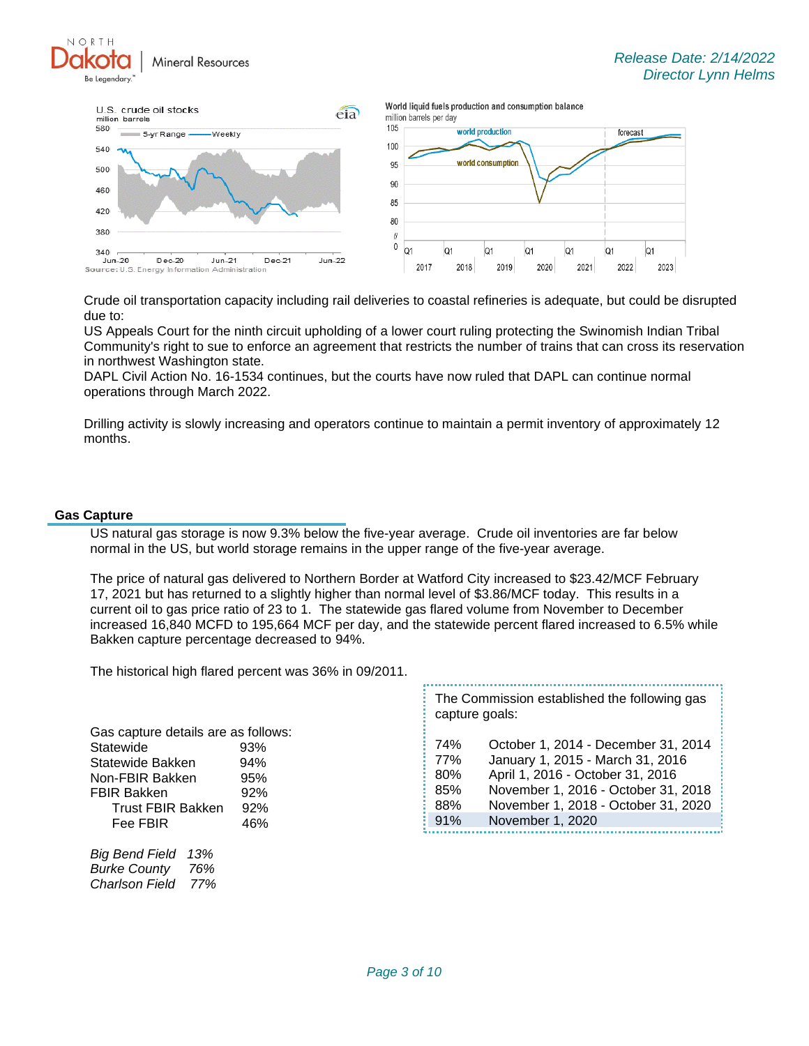Crude oil transportation capacity including rail deliveries to coastal refineries is adequate, but could be disrupted due to:
US Appeals Court for the ninth circuit upholding of a lower court ruling protecting the Swinomish Indian Tribal Community's right to sue to enforce an agreement that restricts the number of trains that can cross its reservation in northwest Washington state.
DAPL Civil Action No. 16-1534 continues, but the courts have now ruled that DAPL can continue normal operations through March 2022.

Drilling activity is slowly increasing and operators continue to maintain a permit inventory of approximately 12 months.

## Gas Capture

US natural gas storage is now 9.3% below the five-year average. Crude oil inventories are far below normal in the US, but world storage remains in the upper range of the five-year average.

The price of natural gas delivered to Northern Border at Watford City increased to $23.42/MCF February 17, 2021 but has returned to a slightly higher than normal level of $3.86/MCF today. This results in a current oil to gas price ratio of 23 to 1. The statewide gas flared volume from November to December increased 16,840 MCFD to 195,664 MCF per day, and the statewide percent flared increased to 6.5% while Bakken capture percentage decreased to 94%.

The historical high flared percent was 36% in 09/2011.

Gas capture details are as follows:

| | |
|---|---|
| Statewide | 93% |
| Statewide Bakken | 94% |
| Non-FBIR Bakken | 95% |
| FBIR Bakken | 92% |
| Trust FBIR Bakken | 92% |
| Fee FBIR | 46% |

| | |
|---|---|
| *Big Bend Field* | *13%* |
| *Burke County* | *76%* |
| *Charlson Field* | *77%* |

The Commission established the following gas capture goals:

| | |
|---|---|
| 74% | October 1, 2014 - December 31, 2014 |
| 77% | January 1, 2015 - March 31, 2016 |
| 80% | April 1, 2016 - October 31, 2016 |
| 85% | November 1, 2016 - October 31, 2018 |
| 88% | November 1, 2018 - October 31, 2020 |
| 91% | November 1, 2020 |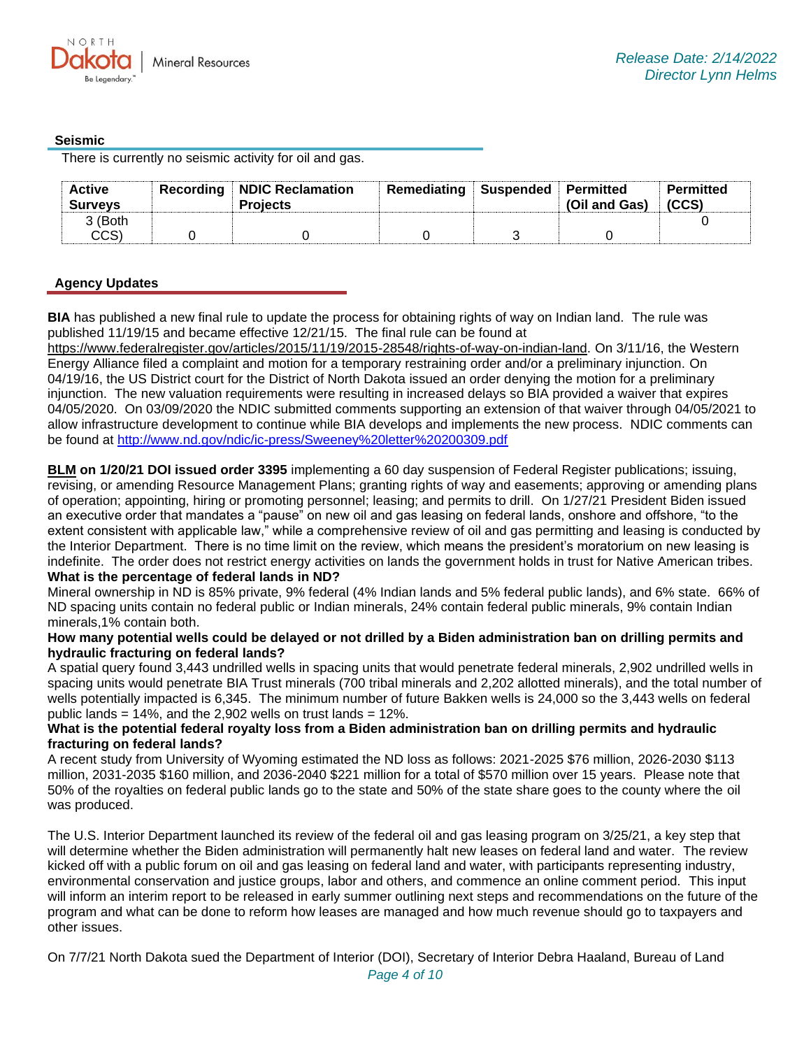### Seismic

There is currently no seismic activity for oil and gas.

| Active Surveys | Recording | NDIC Reclamation Projects | Remediating | Suspended | Permitted (Oil and Gas) | Permitted (CCS) |
|---|---|---|---|---|---|---|
| 3 (Both CCS) | 0 | 0 | 0 | 3 | 0 | 0 |

### Agency Updates

**BIA** has published a new final rule to update the process for obtaining rights of way on Indian land. The rule was published 11/19/15 and became effective 12/21/15. The final rule can be found at https://www.federalregister.gov/articles/2015/11/19/2015-28548/rights-of-way-on-indian-land. On 3/11/16, the Western Energy Alliance filed a complaint and motion for a temporary restraining order and/or a preliminary injunction. On 04/19/16, the US District court for the District of North Dakota issued an order denying the motion for a preliminary injunction. The new valuation requirements were resulting in increased delays so BIA provided a waiver that expires 04/05/2020. On 03/09/2020 the NDIC submitted comments supporting an extension of that waiver through 04/05/2021 to allow infrastructure development to continue while BIA develops and implements the new process. NDIC comments can be found at http://www.nd.gov/ndic/ic-press/Sweeney%20letter%20200309.pdf

**BLM on 1/20/21 DOI issued order 3395** implementing a 60 day suspension of Federal Register publications; issuing, revising, or amending Resource Management Plans; granting rights of way and easements; approving or amending plans of operation; appointing, hiring or promoting personnel; leasing; and permits to drill. On 1/27/21 President Biden issued an executive order that mandates a "pause" on new oil and gas leasing on federal lands, onshore and offshore, "to the extent consistent with applicable law," while a comprehensive review of oil and gas permitting and leasing is conducted by the Interior Department. There is no time limit on the review, which means the president's moratorium on new leasing is indefinite. The order does not restrict energy activities on lands the government holds in trust for Native American tribes.

**What is the percentage of federal lands in ND?**

Mineral ownership in ND is 85% private, 9% federal (4% Indian lands and 5% federal public lands), and 6% state. 66% of ND spacing units contain no federal public or Indian minerals, 24% contain federal public minerals, 9% contain Indian minerals,1% contain both.

**How many potential wells could be delayed or not drilled by a Biden administration ban on drilling permits and hydraulic fracturing on federal lands?**

A spatial query found 3,443 undrilled wells in spacing units that would penetrate federal minerals, 2,902 undrilled wells in spacing units would penetrate BIA Trust minerals (700 tribal minerals and 2,202 allotted minerals), and the total number of wells potentially impacted is 6,345. The minimum number of future Bakken wells is 24,000 so the 3,443 wells on federal public lands = 14%, and the 2,902 wells on trust lands = 12%.

**What is the potential federal royalty loss from a Biden administration ban on drilling permits and hydraulic fracturing on federal lands?**

A recent study from University of Wyoming estimated the ND loss as follows: 2021-2025 $76 million, 2026-2030 $113 million, 2031-2035 $160 million, and 2036-2040 $221 million for a total of $570 million over 15 years. Please note that 50% of the royalties on federal public lands go to the state and 50% of the state share goes to the county where the oil was produced.

The U.S. Interior Department launched its review of the federal oil and gas leasing program on 3/25/21, a key step that will determine whether the Biden administration will permanently halt new leases on federal land and water. The review kicked off with a public forum on oil and gas leasing on federal land and water, with participants representing industry, environmental conservation and justice groups, labor and others, and commence an online comment period. This input will inform an interim report to be released in early summer outlining next steps and recommendations on the future of the program and what can be done to reform how leases are managed and how much revenue should go to taxpayers and other issues.

On 7/7/21 North Dakota sued the Department of Interior (DOI), Secretary of Interior Debra Haaland, Bureau of Land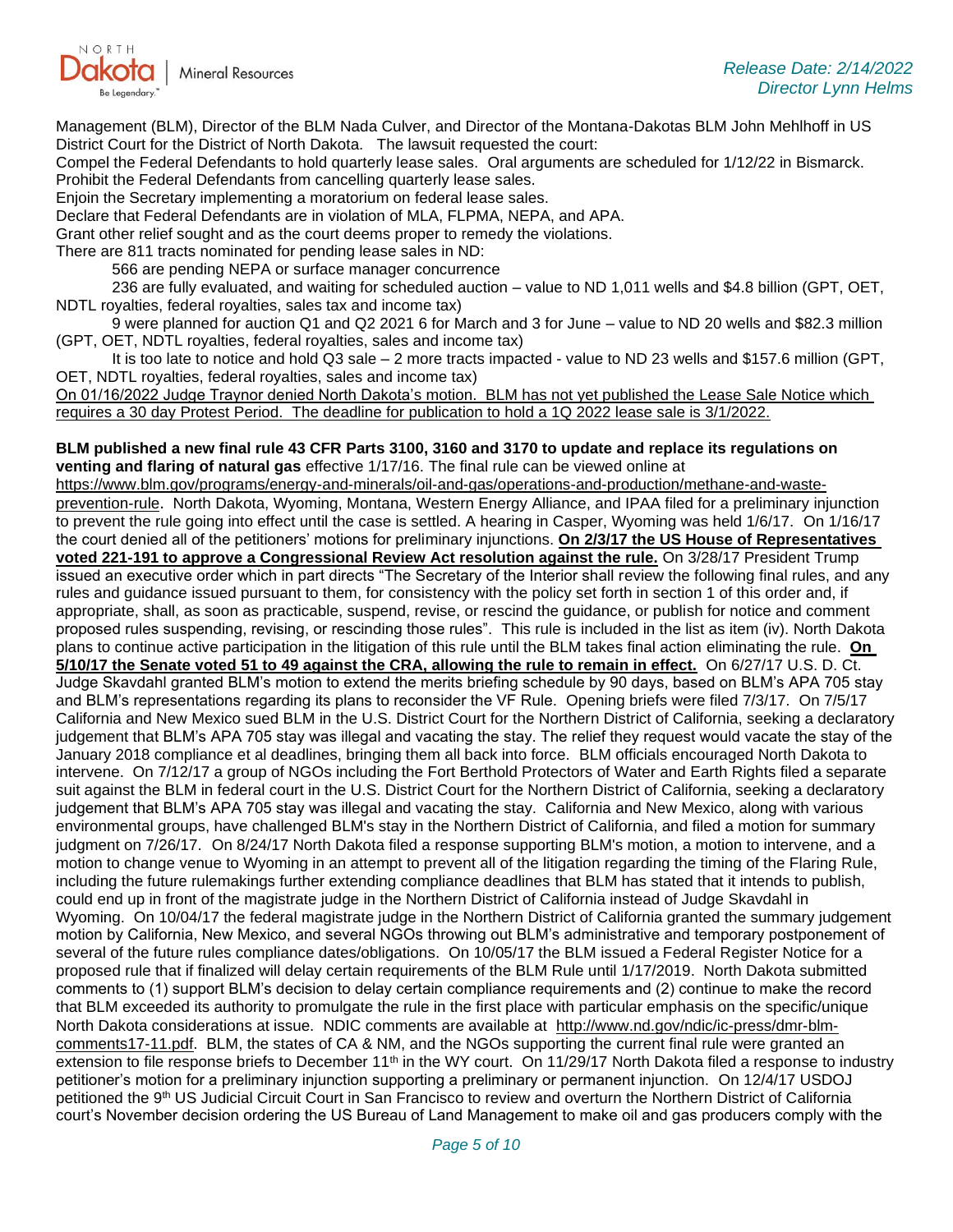Management (BLM), Director of the BLM Nada Culver, and Director of the Montana-Dakotas BLM John Mehlhoff in US District Court for the District of North Dakota. The lawsuit requested the court:

Compel the Federal Defendants to hold quarterly lease sales. Oral arguments are scheduled for 1/12/22 in Bismarck.
Prohibit the Federal Defendants from cancelling quarterly lease sales.
Enjoin the Secretary implementing a moratorium on federal lease sales.
Declare that Federal Defendants are in violation of MLA, FLPMA, NEPA, and APA.
Grant other relief sought and as the court deems proper to remedy the violations.

There are 811 tracts nominated for pending lease sales in ND:

- 566 are pending NEPA or surface manager concurrence
- 236 are fully evaluated, and waiting for scheduled auction – value to ND 1,011 wells and $4.8 billion (GPT, OET, NDTL royalties, federal royalties, sales tax and income tax)
- 9 were planned for auction Q1 and Q2 2021 6 for March and 3 for June – value to ND 20 wells and $82.3 million (GPT, OET, NDTL royalties, federal royalties, sales and income tax)
- It is too late to notice and hold Q3 sale – 2 more tracts impacted - value to ND 23 wells and $157.6 million (GPT, OET, NDTL royalties, federal royalties, sales and income tax)

On 01/16/2022 Judge Traynor denied North Dakota's motion. BLM has not yet published the Lease Sale Notice which requires a 30 day Protest Period. The deadline for publication to hold a 1Q 2022 lease sale is 3/1/2022.

**BLM published a new final rule 43 CFR Parts 3100, 3160 and 3170 to update and replace its regulations on venting and flaring of natural gas** effective 1/17/16. The final rule can be viewed online at https://www.blm.gov/programs/energy-and-minerals/oil-and-gas/operations-and-production/methane-and-waste-prevention-rule. North Dakota, Wyoming, Montana, Western Energy Alliance, and IPAA filed for a preliminary injunction to prevent the rule going into effect until the case is settled. A hearing in Casper, Wyoming was held 1/6/17. On 1/16/17 the court denied all of the petitioners' motions for preliminary injunctions. **On 2/3/17 the US House of Representatives voted 221-191 to approve a Congressional Review Act resolution against the rule.** On 3/28/17 President Trump issued an executive order which in part directs "The Secretary of the Interior shall review the following final rules, and any rules and guidance issued pursuant to them, for consistency with the policy set forth in section 1 of this order and, if appropriate, shall, as soon as practicable, suspend, revise, or rescind the guidance, or publish for notice and comment proposed rules suspending, revising, or rescinding those rules". This rule is included in the list as item (iv). North Dakota plans to continue active participation in the litigation of this rule until the BLM takes final action eliminating the rule. **On 5/10/17 the Senate voted 51 to 49 against the CRA, allowing the rule to remain in effect.** On 6/27/17 U.S. D. Ct. Judge Skavdahl granted BLM's motion to extend the merits briefing schedule by 90 days, based on BLM's APA 705 stay and BLM's representations regarding its plans to reconsider the VF Rule. Opening briefs were filed 7/3/17. On 7/5/17 California and New Mexico sued BLM in the U.S. District Court for the Northern District of California, seeking a declaratory judgement that BLM's APA 705 stay was illegal and vacating the stay. The relief they request would vacate the stay of the January 2018 compliance et al deadlines, bringing them all back into force. BLM officials encouraged North Dakota to intervene. On 7/12/17 a group of NGOs including the Fort Berthold Protectors of Water and Earth Rights filed a separate suit against the BLM in federal court in the U.S. District Court for the Northern District of California, seeking a declaratory judgement that BLM's APA 705 stay was illegal and vacating the stay. California and New Mexico, along with various environmental groups, have challenged BLM's stay in the Northern District of California, and filed a motion for summary judgment on 7/26/17. On 8/24/17 North Dakota filed a response supporting BLM's motion, a motion to intervene, and a motion to change venue to Wyoming in an attempt to prevent all of the litigation regarding the timing of the Flaring Rule, including the future rulemakings further extending compliance deadlines that BLM has stated that it intends to publish, could end up in front of the magistrate judge in the Northern District of California instead of Judge Skavdahl in Wyoming. On 10/04/17 the federal magistrate judge in the Northern District of California granted the summary judgement motion by California, New Mexico, and several NGOs throwing out BLM's administrative and temporary postponement of several of the future rules compliance dates/obligations. On 10/05/17 the BLM issued a Federal Register Notice for a proposed rule that if finalized will delay certain requirements of the BLM Rule until 1/17/2019. North Dakota submitted comments to (1) support BLM's decision to delay certain compliance requirements and (2) continue to make the record that BLM exceeded its authority to promulgate the rule in the first place with particular emphasis on the specific/unique North Dakota considerations at issue. NDIC comments are available at http://www.nd.gov/ndic/ic-press/dmr-blm-comments17-11.pdf. BLM, the states of CA & NM, and the NGOs supporting the current final rule were granted an extension to file response briefs to December 11th in the WY court. On 11/29/17 North Dakota filed a response to industry petitioner's motion for a preliminary injunction supporting a preliminary or permanent injunction. On 12/4/17 USDOJ petitioned the 9th US Judicial Circuit Court in San Francisco to review and overturn the Northern District of California court's November decision ordering the US Bureau of Land Management to make oil and gas producers comply with the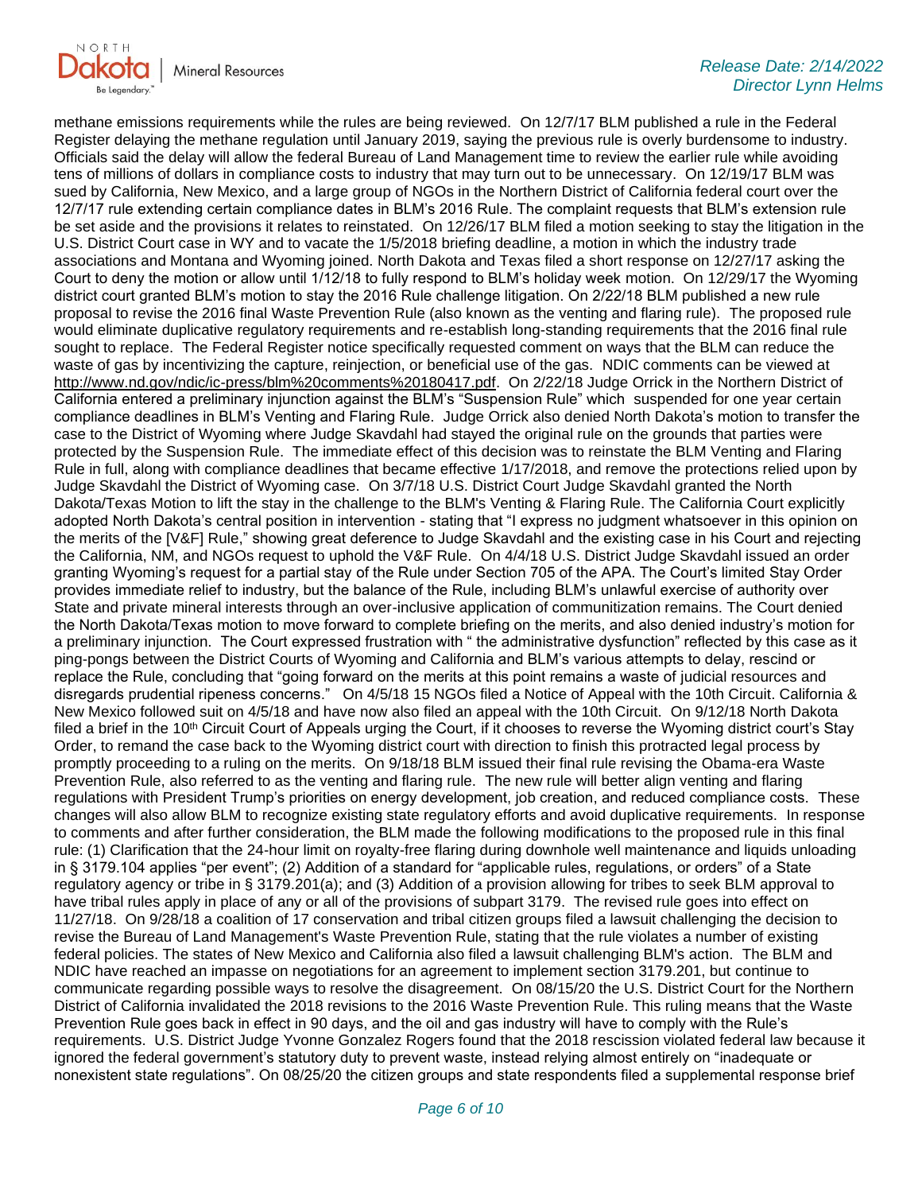methane emissions requirements while the rules are being reviewed. On 12/7/17 BLM published a rule in the Federal Register delaying the methane regulation until January 2019, saying the previous rule is overly burdensome to industry. Officials said the delay will allow the federal Bureau of Land Management time to review the earlier rule while avoiding tens of millions of dollars in compliance costs to industry that may turn out to be unnecessary. On 12/19/17 BLM was sued by California, New Mexico, and a large group of NGOs in the Northern District of California federal court over the 12/7/17 rule extending certain compliance dates in BLM's 2016 Rule. The complaint requests that BLM's extension rule be set aside and the provisions it relates to reinstated. On 12/26/17 BLM filed a motion seeking to stay the litigation in the U.S. District Court case in WY and to vacate the 1/5/2018 briefing deadline, a motion in which the industry trade associations and Montana and Wyoming joined. North Dakota and Texas filed a short response on 12/27/17 asking the Court to deny the motion or allow until 1/12/18 to fully respond to BLM's holiday week motion. On 12/29/17 the Wyoming district court granted BLM's motion to stay the 2016 Rule challenge litigation. On 2/22/18 BLM published a new rule proposal to revise the 2016 final Waste Prevention Rule (also known as the venting and flaring rule). The proposed rule would eliminate duplicative regulatory requirements and re-establish long-standing requirements that the 2016 final rule sought to replace. The Federal Register notice specifically requested comment on ways that the BLM can reduce the waste of gas by incentivizing the capture, reinjection, or beneficial use of the gas. NDIC comments can be viewed at http://www.nd.gov/ndic/ic-press/blm%20comments%20180417.pdf. On 2/22/18 Judge Orrick in the Northern District of California entered a preliminary injunction against the BLM's "Suspension Rule" which suspended for one year certain compliance deadlines in BLM's Venting and Flaring Rule. Judge Orrick also denied North Dakota's motion to transfer the case to the District of Wyoming where Judge Skavdahl had stayed the original rule on the grounds that parties were protected by the Suspension Rule. The immediate effect of this decision was to reinstate the BLM Venting and Flaring Rule in full, along with compliance deadlines that became effective 1/17/2018, and remove the protections relied upon by Judge Skavdahl the District of Wyoming case. On 3/7/18 U.S. District Court Judge Skavdahl granted the North Dakota/Texas Motion to lift the stay in the challenge to the BLM's Venting & Flaring Rule. The California Court explicitly adopted North Dakota's central position in intervention - stating that "I express no judgment whatsoever in this opinion on the merits of the [V&F] Rule," showing great deference to Judge Skavdahl and the existing case in his Court and rejecting the California, NM, and NGOs request to uphold the V&F Rule. On 4/4/18 U.S. District Judge Skavdahl issued an order granting Wyoming's request for a partial stay of the Rule under Section 705 of the APA. The Court's limited Stay Order provides immediate relief to industry, but the balance of the Rule, including BLM's unlawful exercise of authority over State and private mineral interests through an over-inclusive application of communitization remains. The Court denied the North Dakota/Texas motion to move forward to complete briefing on the merits, and also denied industry's motion for a preliminary injunction. The Court expressed frustration with " the administrative dysfunction" reflected by this case as it ping-pongs between the District Courts of Wyoming and California and BLM's various attempts to delay, rescind or replace the Rule, concluding that "going forward on the merits at this point remains a waste of judicial resources and disregards prudential ripeness concerns." On 4/5/18 15 NGOs filed a Notice of Appeal with the 10th Circuit. California & New Mexico followed suit on 4/5/18 and have now also filed an appeal with the 10th Circuit. On 9/12/18 North Dakota filed a brief in the 10th Circuit Court of Appeals urging the Court, if it chooses to reverse the Wyoming district court's Stay Order, to remand the case back to the Wyoming district court with direction to finish this protracted legal process by promptly proceeding to a ruling on the merits. On 9/18/18 BLM issued their final rule revising the Obama-era Waste Prevention Rule, also referred to as the venting and flaring rule. The new rule will better align venting and flaring regulations with President Trump's priorities on energy development, job creation, and reduced compliance costs. These changes will also allow BLM to recognize existing state regulatory efforts and avoid duplicative requirements. In response to comments and after further consideration, the BLM made the following modifications to the proposed rule in this final rule: (1) Clarification that the 24-hour limit on royalty-free flaring during downhole well maintenance and liquids unloading in § 3179.104 applies "per event"; (2) Addition of a standard for "applicable rules, regulations, or orders" of a State regulatory agency or tribe in § 3179.201(a); and (3) Addition of a provision allowing for tribes to seek BLM approval to have tribal rules apply in place of any or all of the provisions of subpart 3179. The revised rule goes into effect on 11/27/18. On 9/28/18 a coalition of 17 conservation and tribal citizen groups filed a lawsuit challenging the decision to revise the Bureau of Land Management's Waste Prevention Rule, stating that the rule violates a number of existing federal policies. The states of New Mexico and California also filed a lawsuit challenging BLM's action. The BLM and NDIC have reached an impasse on negotiations for an agreement to implement section 3179.201, but continue to communicate regarding possible ways to resolve the disagreement. On 08/15/20 the U.S. District Court for the Northern District of California invalidated the 2018 revisions to the 2016 Waste Prevention Rule. This ruling means that the Waste Prevention Rule goes back in effect in 90 days, and the oil and gas industry will have to comply with the Rule's requirements. U.S. District Judge Yvonne Gonzalez Rogers found that the 2018 rescission violated federal law because it ignored the federal government's statutory duty to prevent waste, instead relying almost entirely on "inadequate or nonexistent state regulations". On 08/25/20 the citizen groups and state respondents filed a supplemental response brief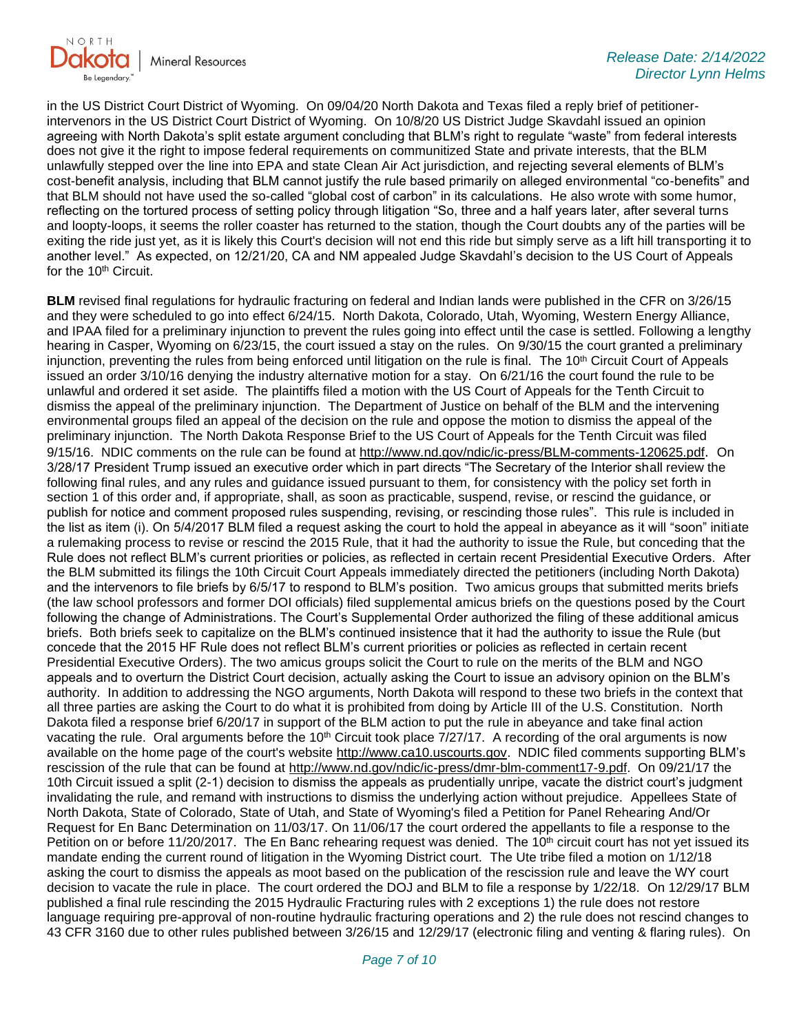in the US District Court District of Wyoming. On 09/04/20 North Dakota and Texas filed a reply brief of petitioner-intervenors in the US District Court District of Wyoming. On 10/8/20 US District Judge Skavdahl issued an opinion agreeing with North Dakota's split estate argument concluding that BLM's right to regulate "waste" from federal interests does not give it the right to impose federal requirements on communitized State and private interests, that the BLM unlawfully stepped over the line into EPA and state Clean Air Act jurisdiction, and rejecting several elements of BLM's cost-benefit analysis, including that BLM cannot justify the rule based primarily on alleged environmental "co-benefits" and that BLM should not have used the so-called "global cost of carbon" in its calculations. He also wrote with some humor, reflecting on the tortured process of setting policy through litigation "So, three and a half years later, after several turns and loopty-loops, it seems the roller coaster has returned to the station, though the Court doubts any of the parties will be exiting the ride just yet, as it is likely this Court's decision will not end this ride but simply serve as a lift hill transporting it to another level." As expected, on 12/21/20, CA and NM appealed Judge Skavdahl's decision to the US Court of Appeals for the 10th Circuit.

**BLM** revised final regulations for hydraulic fracturing on federal and Indian lands were published in the CFR on 3/26/15 and they were scheduled to go into effect 6/24/15. North Dakota, Colorado, Utah, Wyoming, Western Energy Alliance, and IPAA filed for a preliminary injunction to prevent the rules going into effect until the case is settled. Following a lengthy hearing in Casper, Wyoming on 6/23/15, the court issued a stay on the rules. On 9/30/15 the court granted a preliminary injunction, preventing the rules from being enforced until litigation on the rule is final. The 10th Circuit Court of Appeals issued an order 3/10/16 denying the industry alternative motion for a stay. On 6/21/16 the court found the rule to be unlawful and ordered it set aside. The plaintiffs filed a motion with the US Court of Appeals for the Tenth Circuit to dismiss the appeal of the preliminary injunction. The Department of Justice on behalf of the BLM and the intervening environmental groups filed an appeal of the decision on the rule and oppose the motion to dismiss the appeal of the preliminary injunction. The North Dakota Response Brief to the US Court of Appeals for the Tenth Circuit was filed 9/15/16. NDIC comments on the rule can be found at http://www.nd.gov/ndic/ic-press/BLM-comments-120625.pdf. On 3/28/17 President Trump issued an executive order which in part directs "The Secretary of the Interior shall review the following final rules, and any rules and guidance issued pursuant to them, for consistency with the policy set forth in section 1 of this order and, if appropriate, shall, as soon as practicable, suspend, revise, or rescind the guidance, or publish for notice and comment proposed rules suspending, revising, or rescinding those rules". This rule is included in the list as item (i). On 5/4/2017 BLM filed a request asking the court to hold the appeal in abeyance as it will "soon" initiate a rulemaking process to revise or rescind the 2015 Rule, that it had the authority to issue the Rule, but conceding that the Rule does not reflect BLM's current priorities or policies, as reflected in certain recent Presidential Executive Orders. After the BLM submitted its filings the 10th Circuit Court Appeals immediately directed the petitioners (including North Dakota) and the intervenors to file briefs by 6/5/17 to respond to BLM's position. Two amicus groups that submitted merits briefs (the law school professors and former DOI officials) filed supplemental amicus briefs on the questions posed by the Court following the change of Administrations. The Court's Supplemental Order authorized the filing of these additional amicus briefs. Both briefs seek to capitalize on the BLM's continued insistence that it had the authority to issue the Rule (but concede that the 2015 HF Rule does not reflect BLM's current priorities or policies as reflected in certain recent Presidential Executive Orders). The two amicus groups solicit the Court to rule on the merits of the BLM and NGO appeals and to overturn the District Court decision, actually asking the Court to issue an advisory opinion on the BLM's authority. In addition to addressing the NGO arguments, North Dakota will respond to these two briefs in the context that all three parties are asking the Court to do what it is prohibited from doing by Article III of the U.S. Constitution. North Dakota filed a response brief 6/20/17 in support of the BLM action to put the rule in abeyance and take final action vacating the rule. Oral arguments before the 10th Circuit took place 7/27/17. A recording of the oral arguments is now available on the home page of the court's website http://www.ca10.uscourts.gov. NDIC filed comments supporting BLM's rescission of the rule that can be found at http://www.nd.gov/ndic/ic-press/dmr-blm-comment17-9.pdf. On 09/21/17 the 10th Circuit issued a split (2-1) decision to dismiss the appeals as prudentially unripe, vacate the district court's judgment invalidating the rule, and remand with instructions to dismiss the underlying action without prejudice. Appellees State of North Dakota, State of Colorado, State of Utah, and State of Wyoming's filed a Petition for Panel Rehearing And/Or Request for En Banc Determination on 11/03/17. On 11/06/17 the court ordered the appellants to file a response to the Petition on or before 11/20/2017. The En Banc rehearing request was denied. The 10th circuit court has not yet issued its mandate ending the current round of litigation in the Wyoming District court. The Ute tribe filed a motion on 1/12/18 asking the court to dismiss the appeals as moot based on the publication of the rescission rule and leave the WY court decision to vacate the rule in place. The court ordered the DOJ and BLM to file a response by 1/22/18. On 12/29/17 BLM published a final rule rescinding the 2015 Hydraulic Fracturing rules with 2 exceptions 1) the rule does not restore language requiring pre-approval of non-routine hydraulic fracturing operations and 2) the rule does not rescind changes to 43 CFR 3160 due to other rules published between 3/26/15 and 12/29/17 (electronic filing and venting & flaring rules). On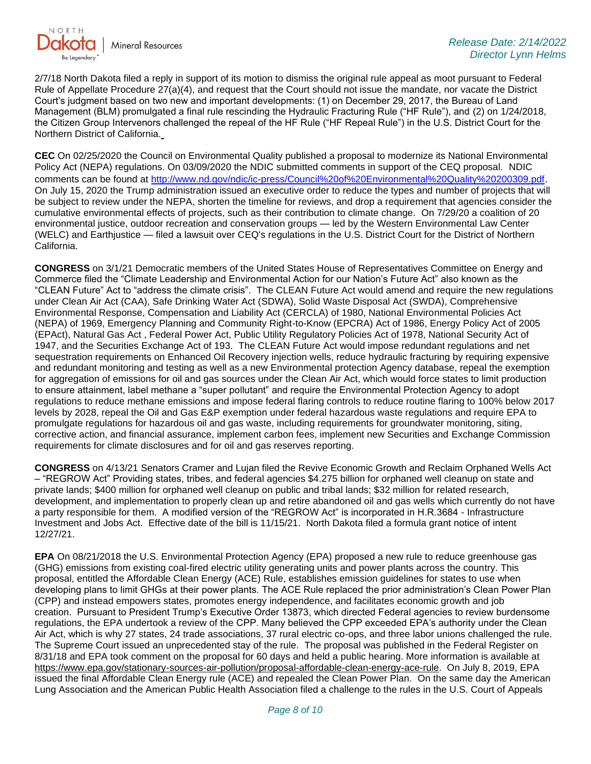2/7/18 North Dakota filed a reply in support of its motion to dismiss the original rule appeal as moot pursuant to Federal Rule of Appellate Procedure 27(a)(4), and request that the Court should not issue the mandate, nor vacate the District Court's judgment based on two new and important developments: (1) on December 29, 2017, the Bureau of Land Management (BLM) promulgated a final rule rescinding the Hydraulic Fracturing Rule ("HF Rule"), and (2) on 1/24/2018, the Citizen Group Intervenors challenged the repeal of the HF Rule ("HF Repeal Rule") in the U.S. District Court for the Northern District of California.

**CEC** On 02/25/2020 the Council on Environmental Quality published a proposal to modernize its National Environmental Policy Act (NEPA) regulations. On 03/09/2020 the NDIC submitted comments in support of the CEQ proposal. NDIC comments can be found at http://www.nd.gov/ndic/ic-press/Council%20of%20Environmental%20Quality%20200309.pdf. On July 15, 2020 the Trump administration issued an executive order to reduce the types and number of projects that will be subject to review under the NEPA, shorten the timeline for reviews, and drop a requirement that agencies consider the cumulative environmental effects of projects, such as their contribution to climate change. On 7/29/20 a coalition of 20 environmental justice, outdoor recreation and conservation groups — led by the Western Environmental Law Center (WELC) and Earthjustice — filed a lawsuit over CEQ's regulations in the U.S. District Court for the District of Northern California.

**CONGRESS** on 3/1/21 Democratic members of the United States House of Representatives Committee on Energy and Commerce filed the "Climate Leadership and Environmental Action for our Nation's Future Act" also known as the "CLEAN Future" Act to "address the climate crisis". The CLEAN Future Act would amend and require the new regulations under Clean Air Act (CAA), Safe Drinking Water Act (SDWA), Solid Waste Disposal Act (SWDA), Comprehensive Environmental Response, Compensation and Liability Act (CERCLA) of 1980, National Environmental Policies Act (NEPA) of 1969, Emergency Planning and Community Right-to-Know (EPCRA) Act of 1986, Energy Policy Act of 2005 (EPAct), Natural Gas Act , Federal Power Act, Public Utility Regulatory Policies Act of 1978, National Security Act of 1947, and the Securities Exchange Act of 193. The CLEAN Future Act would impose redundant regulations and net sequestration requirements on Enhanced Oil Recovery injection wells, reduce hydraulic fracturing by requiring expensive and redundant monitoring and testing as well as a new Environmental protection Agency database, repeal the exemption for aggregation of emissions for oil and gas sources under the Clean Air Act, which would force states to limit production to ensure attainment, label methane a "super pollutant" and require the Environmental Protection Agency to adopt regulations to reduce methane emissions and impose federal flaring controls to reduce routine flaring to 100% below 2017 levels by 2028, repeal the Oil and Gas E&P exemption under federal hazardous waste regulations and require EPA to promulgate regulations for hazardous oil and gas waste, including requirements for groundwater monitoring, siting, corrective action, and financial assurance, implement carbon fees, implement new Securities and Exchange Commission requirements for climate disclosures and for oil and gas reserves reporting.

**CONGRESS** on 4/13/21 Senators Cramer and Lujan filed the Revive Economic Growth and Reclaim Orphaned Wells Act – "REGROW Act" Providing states, tribes, and federal agencies $4.275 billion for orphaned well cleanup on state and private lands; $400 million for orphaned well cleanup on public and tribal lands; $32 million for related research, development, and implementation to properly clean up and retire abandoned oil and gas wells which currently do not have a party responsible for them. A modified version of the "REGROW Act" is incorporated in H.R.3684 - Infrastructure Investment and Jobs Act. Effective date of the bill is 11/15/21. North Dakota filed a formula grant notice of intent 12/27/21.

**EPA** On 08/21/2018 the U.S. Environmental Protection Agency (EPA) proposed a new rule to reduce greenhouse gas (GHG) emissions from existing coal-fired electric utility generating units and power plants across the country. This proposal, entitled the Affordable Clean Energy (ACE) Rule, establishes emission guidelines for states to use when developing plans to limit GHGs at their power plants. The ACE Rule replaced the prior administration's Clean Power Plan (CPP) and instead empowers states, promotes energy independence, and facilitates economic growth and job creation. Pursuant to President Trump's Executive Order 13873, which directed Federal agencies to review burdensome regulations, the EPA undertook a review of the CPP. Many believed the CPP exceeded EPA's authority under the Clean Air Act, which is why 27 states, 24 trade associations, 37 rural electric co-ops, and three labor unions challenged the rule. The Supreme Court issued an unprecedented stay of the rule. The proposal was published in the Federal Register on 8/31/18 and EPA took comment on the proposal for 60 days and held a public hearing. More information is available at https://www.epa.gov/stationary-sources-air-pollution/proposal-affordable-clean-energy-ace-rule. On July 8, 2019, EPA issued the final Affordable Clean Energy rule (ACE) and repealed the Clean Power Plan. On the same day the American Lung Association and the American Public Health Association filed a challenge to the rules in the U.S. Court of Appeals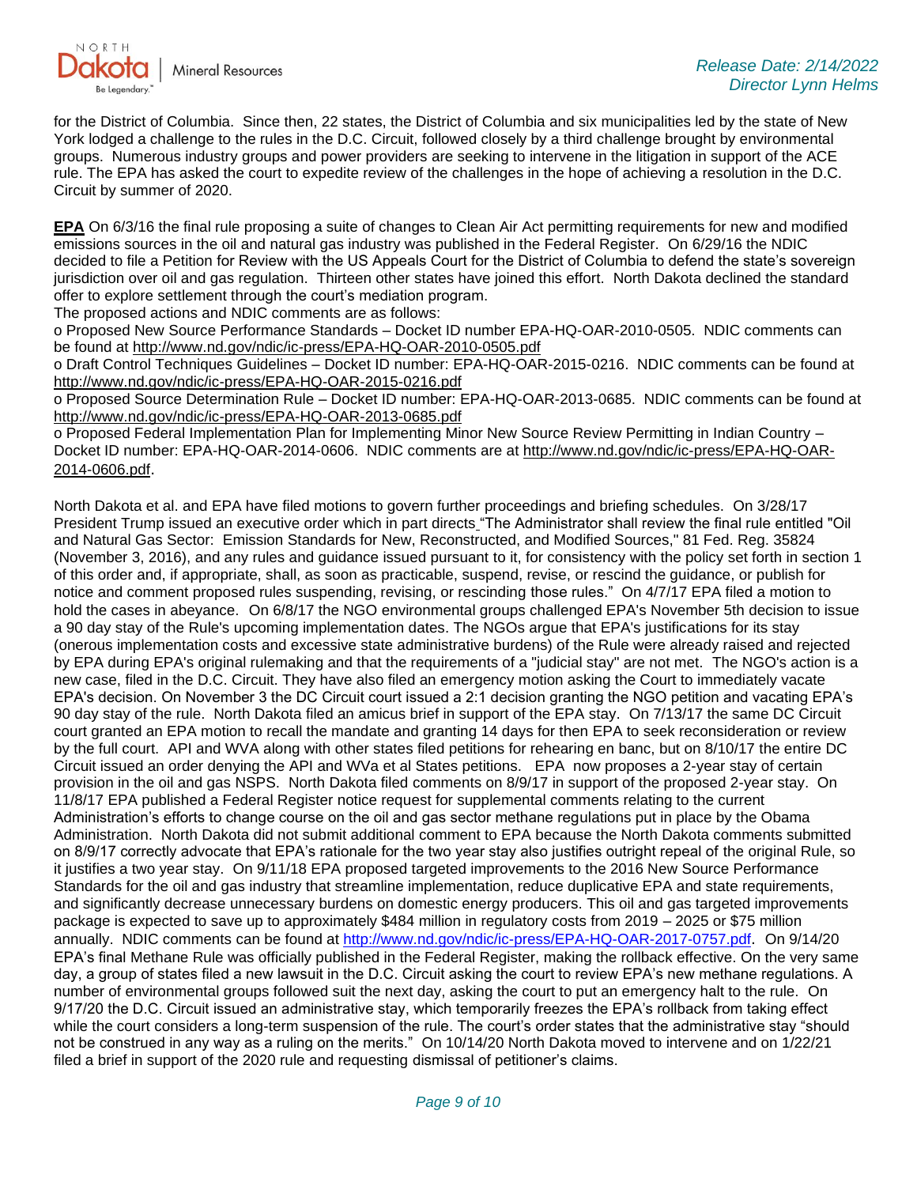for the District of Columbia. Since then, 22 states, the District of Columbia and six municipalities led by the state of New York lodged a challenge to the rules in the D.C. Circuit, followed closely by a third challenge brought by environmental groups. Numerous industry groups and power providers are seeking to intervene in the litigation in support of the ACE rule. The EPA has asked the court to expedite review of the challenges in the hope of achieving a resolution in the D.C. Circuit by summer of 2020.

**EPA** On 6/3/16 the final rule proposing a suite of changes to Clean Air Act permitting requirements for new and modified emissions sources in the oil and natural gas industry was published in the Federal Register. On 6/29/16 the NDIC decided to file a Petition for Review with the US Appeals Court for the District of Columbia to defend the state's sovereign jurisdiction over oil and gas regulation. Thirteen other states have joined this effort. North Dakota declined the standard offer to explore settlement through the court's mediation program.

The proposed actions and NDIC comments are as follows:

- Proposed New Source Performance Standards – Docket ID number EPA-HQ-OAR-2010-0505. NDIC comments can be found at http://www.nd.gov/ndic/ic-press/EPA-HQ-OAR-2010-0505.pdf
- Draft Control Techniques Guidelines – Docket ID number: EPA-HQ-OAR-2015-0216. NDIC comments can be found at http://www.nd.gov/ndic/ic-press/EPA-HQ-OAR-2015-0216.pdf
- Proposed Source Determination Rule – Docket ID number: EPA-HQ-OAR-2013-0685. NDIC comments can be found at http://www.nd.gov/ndic/ic-press/EPA-HQ-OAR-2013-0685.pdf
- Proposed Federal Implementation Plan for Implementing Minor New Source Review Permitting in Indian Country – Docket ID number: EPA-HQ-OAR-2014-0606. NDIC comments are at http://www.nd.gov/ndic/ic-press/EPA-HQ-OAR-2014-0606.pdf.

North Dakota et al. and EPA have filed motions to govern further proceedings and briefing schedules. On 3/28/17 President Trump issued an executive order which in part directs "The Administrator shall review the final rule entitled "Oil and Natural Gas Sector: Emission Standards for New, Reconstructed, and Modified Sources," 81 Fed. Reg. 35824 (November 3, 2016), and any rules and guidance issued pursuant to it, for consistency with the policy set forth in section 1 of this order and, if appropriate, shall, as soon as practicable, suspend, revise, or rescind the guidance, or publish for notice and comment proposed rules suspending, revising, or rescinding those rules." On 4/7/17 EPA filed a motion to hold the cases in abeyance. On 6/8/17 the NGO environmental groups challenged EPA's November 5th decision to issue a 90 day stay of the Rule's upcoming implementation dates. The NGOs argue that EPA's justifications for its stay (onerous implementation costs and excessive state administrative burdens) of the Rule were already raised and rejected by EPA during EPA's original rulemaking and that the requirements of a "judicial stay" are not met. The NGO's action is a new case, filed in the D.C. Circuit. They have also filed an emergency motion asking the Court to immediately vacate EPA's decision. On November 3 the DC Circuit court issued a 2:1 decision granting the NGO petition and vacating EPA's 90 day stay of the rule. North Dakota filed an amicus brief in support of the EPA stay. On 7/13/17 the same DC Circuit court granted an EPA motion to recall the mandate and granting 14 days for then EPA to seek reconsideration or review by the full court. API and WVA along with other states filed petitions for rehearing en banc, but on 8/10/17 the entire DC Circuit issued an order denying the API and WVa et al States petitions. EPA now proposes a 2-year stay of certain provision in the oil and gas NSPS. North Dakota filed comments on 8/9/17 in support of the proposed 2-year stay. On 11/8/17 EPA published a Federal Register notice request for supplemental comments relating to the current Administration's efforts to change course on the oil and gas sector methane regulations put in place by the Obama Administration. North Dakota did not submit additional comment to EPA because the North Dakota comments submitted on 8/9/17 correctly advocate that EPA's rationale for the two year stay also justifies outright repeal of the original Rule, so it justifies a two year stay. On 9/11/18 EPA proposed targeted improvements to the 2016 New Source Performance Standards for the oil and gas industry that streamline implementation, reduce duplicative EPA and state requirements, and significantly decrease unnecessary burdens on domestic energy producers. This oil and gas targeted improvements package is expected to save up to approximately $484 million in regulatory costs from 2019 – 2025 or $75 million annually. NDIC comments can be found at http://www.nd.gov/ndic/ic-press/EPA-HQ-OAR-2017-0757.pdf. On 9/14/20 EPA's final Methane Rule was officially published in the Federal Register, making the rollback effective. On the very same day, a group of states filed a new lawsuit in the D.C. Circuit asking the court to review EPA's new methane regulations. A number of environmental groups followed suit the next day, asking the court to put an emergency halt to the rule. On 9/17/20 the D.C. Circuit issued an administrative stay, which temporarily freezes the EPA's rollback from taking effect while the court considers a long-term suspension of the rule. The court's order states that the administrative stay "should not be construed in any way as a ruling on the merits." On 10/14/20 North Dakota moved to intervene and on 1/22/21 filed a brief in support of the 2020 rule and requesting dismissal of petitioner's claims.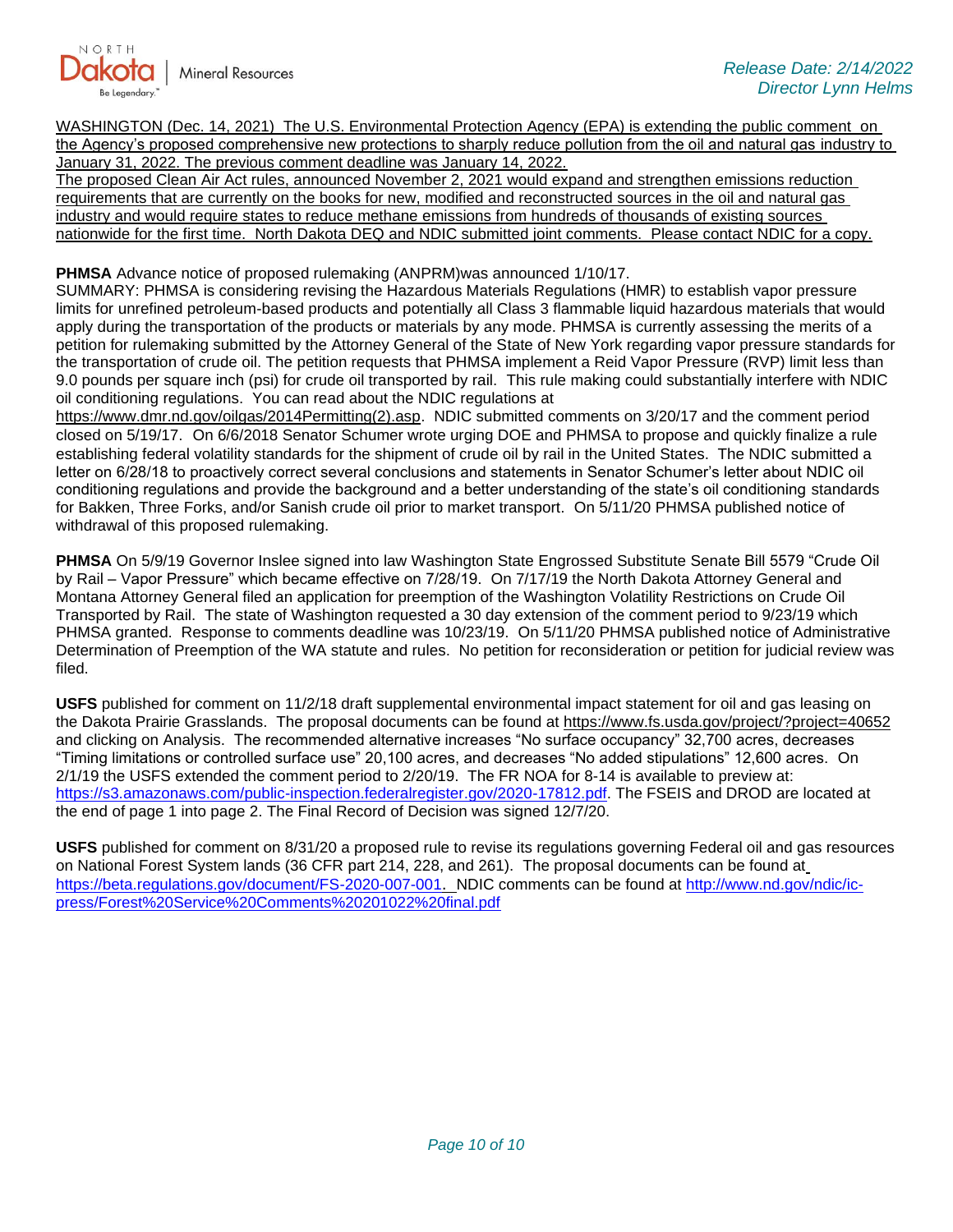WASHINGTON (Dec. 14, 2021) The U.S. Environmental Protection Agency (EPA) is extending the public comment on the Agency's proposed comprehensive new protections to sharply reduce pollution from the oil and natural gas industry to January 31, 2022. The previous comment deadline was January 14, 2022.
The proposed Clean Air Act rules, announced November 2, 2021 would expand and strengthen emissions reduction requirements that are currently on the books for new, modified and reconstructed sources in the oil and natural gas industry and would require states to reduce methane emissions from hundreds of thousands of existing sources nationwide for the first time. North Dakota DEQ and NDIC submitted joint comments. Please contact NDIC for a copy.

**PHMSA** Advance notice of proposed rulemaking (ANPRM)was announced 1/10/17.
SUMMARY: PHMSA is considering revising the Hazardous Materials Regulations (HMR) to establish vapor pressure limits for unrefined petroleum-based products and potentially all Class 3 flammable liquid hazardous materials that would apply during the transportation of the products or materials by any mode. PHMSA is currently assessing the merits of a petition for rulemaking submitted by the Attorney General of the State of New York regarding vapor pressure standards for the transportation of crude oil. The petition requests that PHMSA implement a Reid Vapor Pressure (RVP) limit less than 9.0 pounds per square inch (psi) for crude oil transported by rail. This rule making could substantially interfere with NDIC oil conditioning regulations. You can read about the NDIC regulations at https://www.dmr.nd.gov/oilgas/2014Permitting(2).asp. NDIC submitted comments on 3/20/17 and the comment period closed on 5/19/17. On 6/6/2018 Senator Schumer wrote urging DOE and PHMSA to propose and quickly finalize a rule establishing federal volatility standards for the shipment of crude oil by rail in the United States. The NDIC submitted a letter on 6/28/18 to proactively correct several conclusions and statements in Senator Schumer's letter about NDIC oil conditioning regulations and provide the background and a better understanding of the state's oil conditioning standards for Bakken, Three Forks, and/or Sanish crude oil prior to market transport. On 5/11/20 PHMSA published notice of withdrawal of this proposed rulemaking.

**PHMSA** On 5/9/19 Governor Inslee signed into law Washington State Engrossed Substitute Senate Bill 5579 "Crude Oil by Rail – Vapor Pressure" which became effective on 7/28/19. On 7/17/19 the North Dakota Attorney General and Montana Attorney General filed an application for preemption of the Washington Volatility Restrictions on Crude Oil Transported by Rail. The state of Washington requested a 30 day extension of the comment period to 9/23/19 which PHMSA granted. Response to comments deadline was 10/23/19. On 5/11/20 PHMSA published notice of Administrative Determination of Preemption of the WA statute and rules. No petition for reconsideration or petition for judicial review was filed.

**USFS** published for comment on 11/2/18 draft supplemental environmental impact statement for oil and gas leasing on the Dakota Prairie Grasslands. The proposal documents can be found at https://www.fs.usda.gov/project/?project=40652 and clicking on Analysis. The recommended alternative increases "No surface occupancy" 32,700 acres, decreases "Timing limitations or controlled surface use" 20,100 acres, and decreases "No added stipulations" 12,600 acres. On 2/1/19 the USFS extended the comment period to 2/20/19. The FR NOA for 8-14 is available to preview at: https://s3.amazonaws.com/public-inspection.federalregister.gov/2020-17812.pdf. The FSEIS and DROD are located at the end of page 1 into page 2. The Final Record of Decision was signed 12/7/20.

**USFS** published for comment on 8/31/20 a proposed rule to revise its regulations governing Federal oil and gas resources on National Forest System lands (36 CFR part 214, 228, and 261). The proposal documents can be found at https://beta.regulations.gov/document/FS-2020-007-001. NDIC comments can be found at http://www.nd.gov/ndic/ic-press/Forest%20Service%20Comments%20201022%20final.pdf